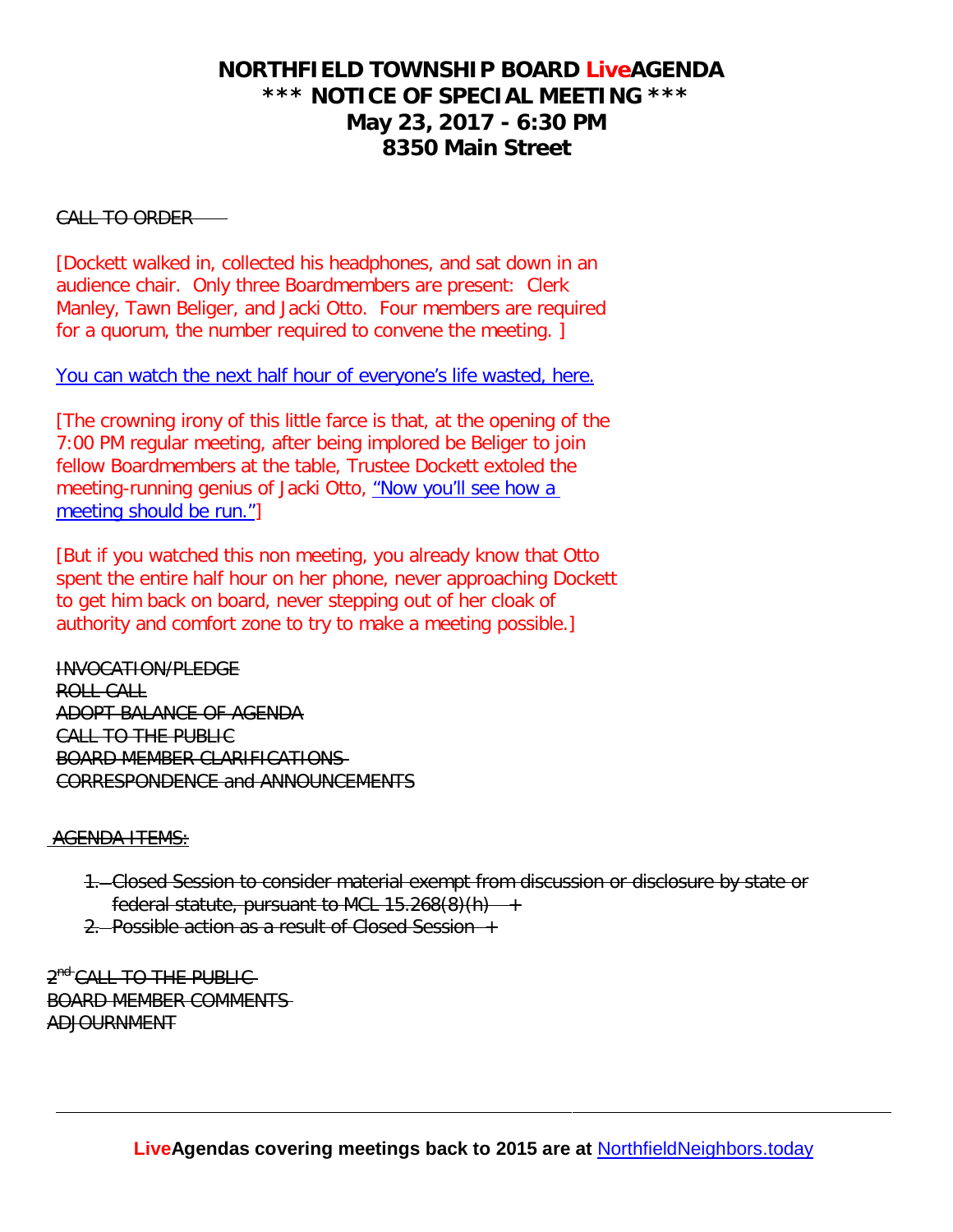# NORTHFIELD TOWNSHIP BOARD LiveAGENDA
## *** NOTICE OF SPECIAL MEETING ***
## May 23, 2017 - 6:30 PM
## 8350 Main Street

~~CALL TO ORDER~~

[Dockett walked in, collected his headphones, and sat down in an audience chair. Only three Boardmembers are present: Clerk Manley, Tawn Beliger, and Jacki Otto. Four members are required for a quorum, the number required to convene the meeting. ]

You can watch the next half hour of everyone's life wasted, here.

[The crowning irony of this little farce is that, at the opening of the 7:00 PM regular meeting, after being implored be Beliger to join fellow Boardmembers at the table, Trustee Dockett extoled the meeting-running genius of Jacki Otto, "Now you'll see how a meeting should be run."]

[But if you watched this non meeting, you already know that Otto spent the entire half hour on her phone, never approaching Dockett to get him back on board, never stepping out of her cloak of authority and comfort zone to try to make a meeting possible.]

~~INVOCATION/PLEDGE~~
~~ROLL CALL~~
~~ADOPT BALANCE OF AGENDA~~
~~CALL TO THE PUBLIC~~
~~BOARD MEMBER CLARIFICATIONS~~
~~CORRESPONDENCE and ANNOUNCEMENTS~~

~~AGENDA ITEMS:~~

1. ~~Closed Session to consider material exempt from discussion or disclosure by state or federal statute, pursuant to MCL 15.268(8)(h) +~~
2. ~~Possible action as a result of Closed Session +~~

~~2nd CALL TO THE PUBLIC~~
~~BOARD MEMBER COMMENTS~~
~~ADJOURNMENT~~

---

**LiveAgendas covering meetings back to 2015 are at** NorthfieldNeighbors.today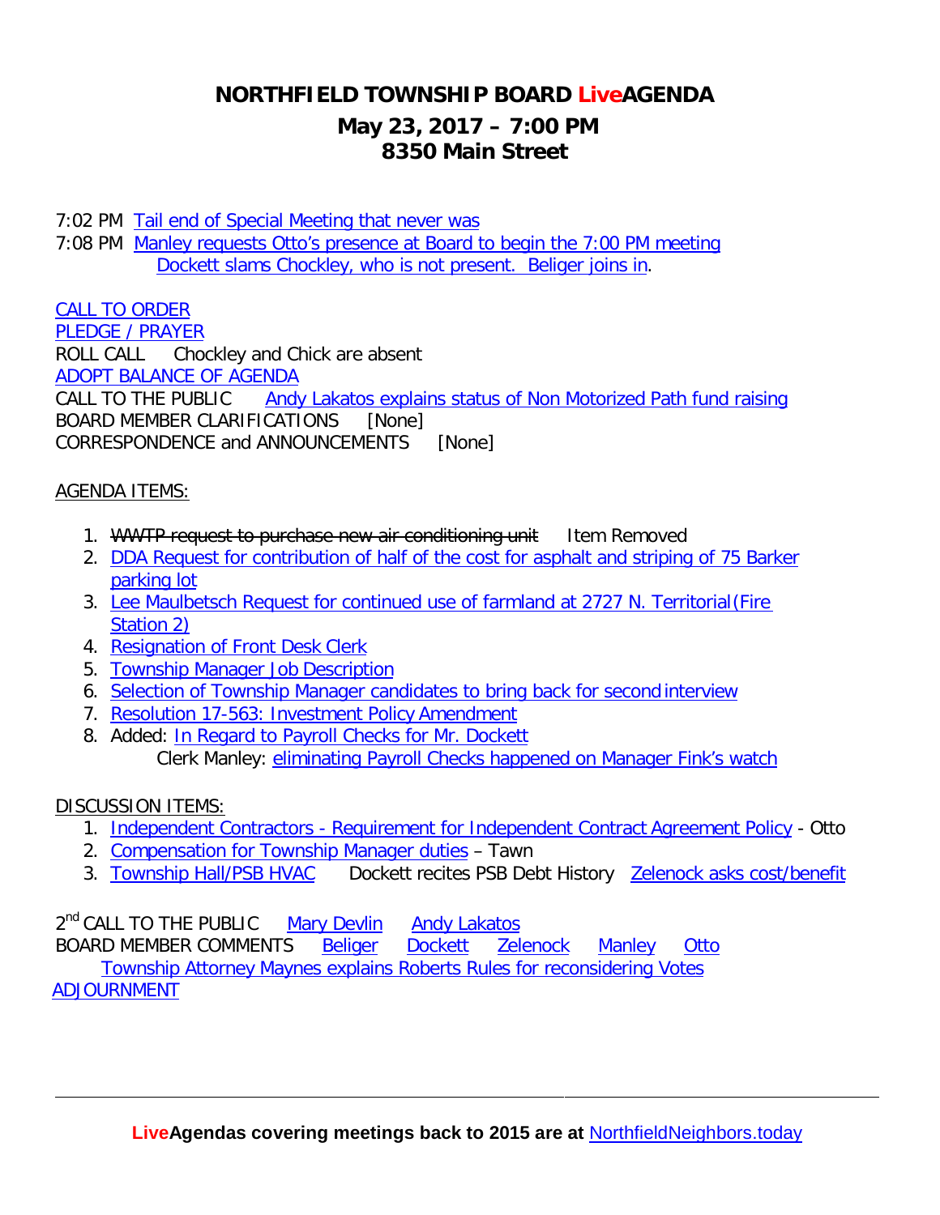# NORTHFIELD TOWNSHIP BOARD LiveAGENDA

## May 23, 2017 – 7:00 PM
## 8350 Main Street

7:02 PM Tail end of Special Meeting that never was

7:08 PM Manley requests Otto's presence at Board to begin the 7:00 PM meeting
Dockett slams Chockley, who is not present. Beliger joins in.

CALL TO ORDER
PLEDGE / PRAYER
ROLL CALL Chockley and Chick are absent
ADOPT BALANCE OF AGENDA
CALL TO THE PUBLIC Andy Lakatos explains status of Non Motorized Path fund raising
BOARD MEMBER CLARIFICATIONS [None]
CORRESPONDENCE and ANNOUNCEMENTS [None]

AGENDA ITEMS:

1. ~~WWTP request to purchase new air conditioning unit~~ Item Removed
2. DDA Request for contribution of half of the cost for asphalt and striping of 75 Barker parking lot
3. Lee Maulbetsch Request for continued use of farmland at 2727 N. Territorial (Fire Station 2)
4. Resignation of Front Desk Clerk
5. Township Manager Job Description
6. Selection of Township Manager candidates to bring back for second interview
7. Resolution 17-563: Investment Policy Amendment
8. Added: In Regard to Payroll Checks for Mr. Dockett
   Clerk Manley: eliminating Payroll Checks happened on Manager Fink's watch

DISCUSSION ITEMS:

1. Independent Contractors - Requirement for Independent Contract Agreement Policy - Otto
2. Compensation for Township Manager duties – Tawn
3. Township Hall/PSB HVAC Dockett recites PSB Debt History Zelenock asks cost/benefit

2nd CALL TO THE PUBLIC Mary Devlin Andy Lakatos
BOARD MEMBER COMMENTS Beliger Dockett Zelenock Manley Otto
Township Attorney Maynes explains Roberts Rules for reconsidering Votes
ADJOURNMENT

**LiveAgendas covering meetings back to 2015 are at** NorthfieldNeighbors.today